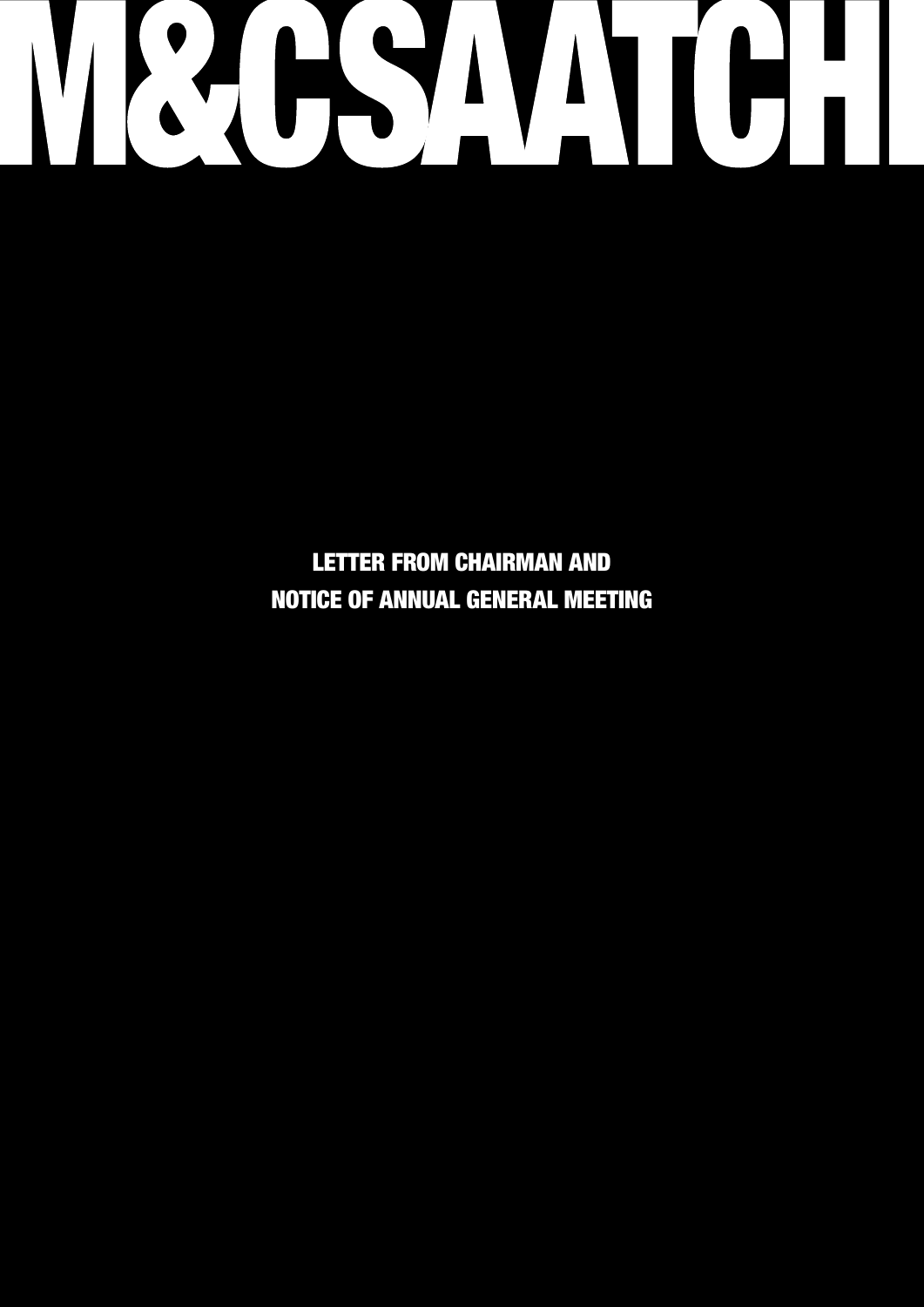# M&CSAATCHI

## LETTER FROM CHAIRMAN AND NOTICE OF ANNUAL GENERAL MEETING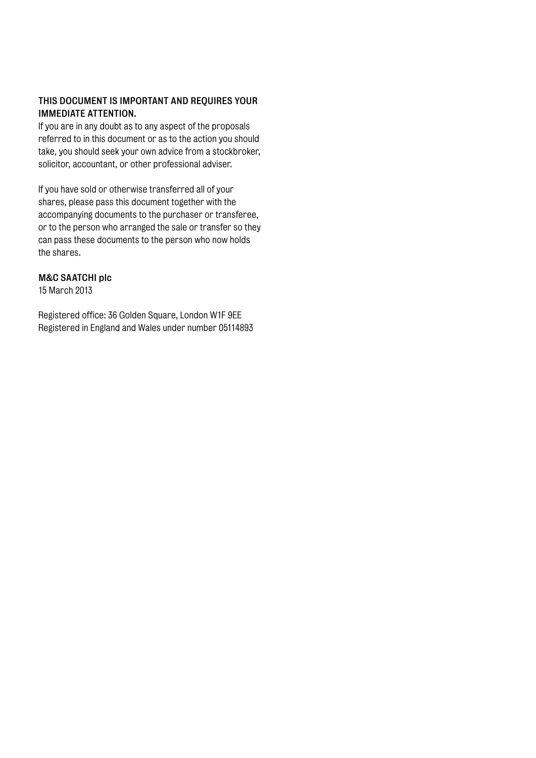**THIS DOCUMENT IS IMPORTANT AND REQUIRES YOUR IMMEDIATE ATTENTION.**

If you are in any doubt as to any aspect of the proposals referred to in this document or as to the action you should take, you should seek your own advice from a stockbroker, solicitor, accountant, or other professional adviser.

If you have sold or otherwise transferred all of your shares, please pass this document together with the accompanying documents to the purchaser or transferee, or to the person who arranged the sale or transfer so they can pass these documents to the person who now holds the shares.

**M&C SAATCHI plc**

15 March 2013

Registered office: 36 Golden Square, London W1F 9EE
Registered in England and Wales under number 05114893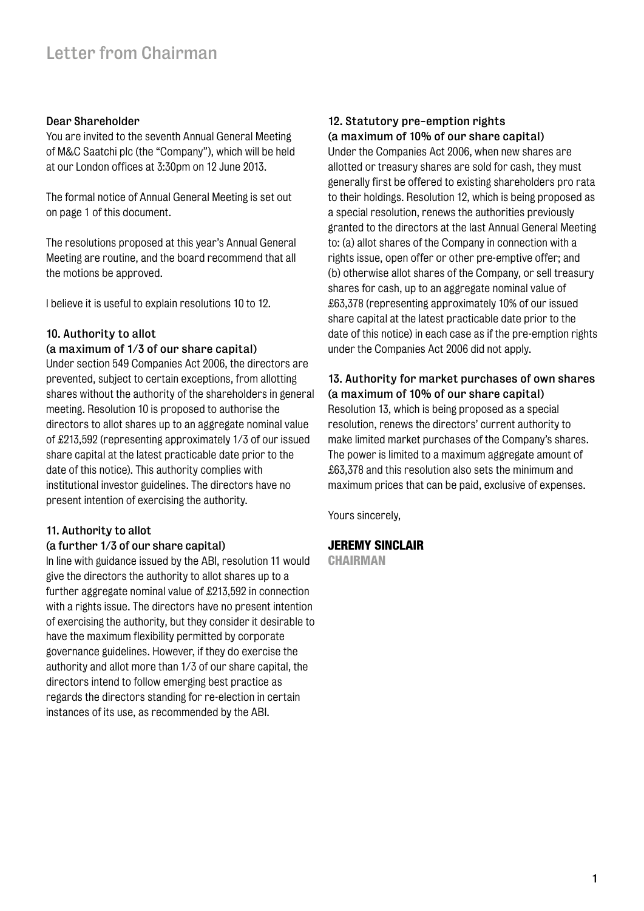# Letter from Chairman

**Dear Shareholder**

You are invited to the seventh Annual General Meeting of M&C Saatchi plc (the "Company"), which will be held at our London offices at 3:30pm on 12 June 2013.

The formal notice of Annual General Meeting is set out on page 1 of this document.

The resolutions proposed at this year's Annual General Meeting are routine, and the board recommend that all the motions be approved.

I believe it is useful to explain resolutions 10 to 12.

### 10. Authority to allot (a maximum of 1/3 of our share capital)

Under section 549 Companies Act 2006, the directors are prevented, subject to certain exceptions, from allotting shares without the authority of the shareholders in general meeting. Resolution 10 is proposed to authorise the directors to allot shares up to an aggregate nominal value of £213,592 (representing approximately 1/3 of our issued share capital at the latest practicable date prior to the date of this notice). This authority complies with institutional investor guidelines. The directors have no present intention of exercising the authority.

### 11. Authority to allot (a further 1/3 of our share capital)

In line with guidance issued by the ABI, resolution 11 would give the directors the authority to allot shares up to a further aggregate nominal value of £213,592 in connection with a rights issue. The directors have no present intention of exercising the authority, but they consider it desirable to have the maximum flexibility permitted by corporate governance guidelines. However, if they do exercise the authority and allot more than 1/3 of our share capital, the directors intend to follow emerging best practice as regards the directors standing for re-election in certain instances of its use, as recommended by the ABI.

### 12. Statutory pre-emption rights (a maximum of 10% of our share capital)

Under the Companies Act 2006, when new shares are allotted or treasury shares are sold for cash, they must generally first be offered to existing shareholders pro rata to their holdings. Resolution 12, which is being proposed as a special resolution, renews the authorities previously granted to the directors at the last Annual General Meeting to: (a) allot shares of the Company in connection with a rights issue, open offer or other pre-emptive offer; and (b) otherwise allot shares of the Company, or sell treasury shares for cash, up to an aggregate nominal value of £63,378 (representing approximately 10% of our issued share capital at the latest practicable date prior to the date of this notice) in each case as if the pre-emption rights under the Companies Act 2006 did not apply.

### 13. Authority for market purchases of own shares (a maximum of 10% of our share capital)

Resolution 13, which is being proposed as a special resolution, renews the directors' current authority to make limited market purchases of the Company's shares. The power is limited to a maximum aggregate amount of £63,378 and this resolution also sets the minimum and maximum prices that can be paid, exclusive of expenses.

Yours sincerely,

**JEREMY SINCLAIR**
**CHAIRMAN**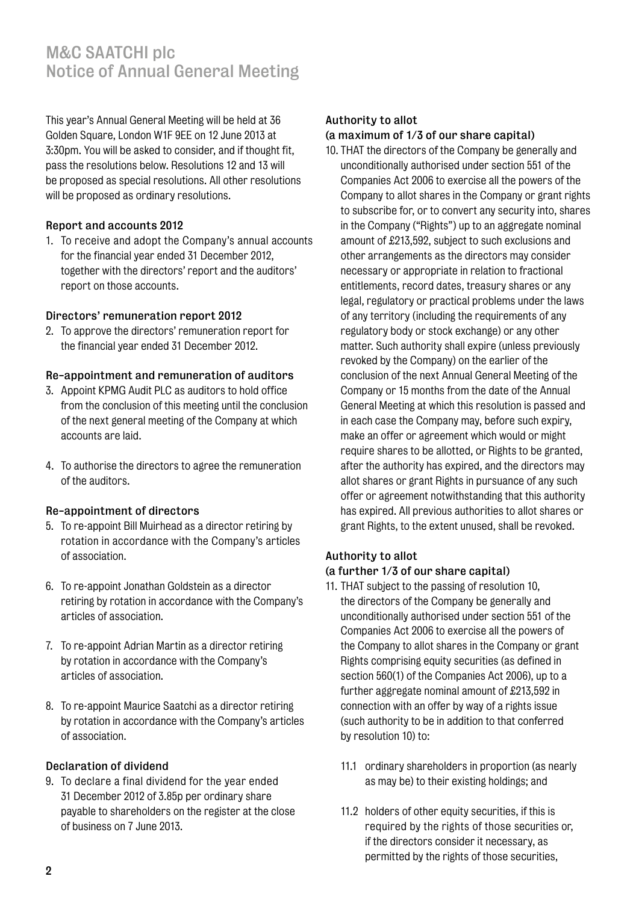# M&C SAATCHI plc
# Notice of Annual General Meeting

This year's Annual General Meeting will be held at 36 Golden Square, London W1F 9EE on 12 June 2013 at 3:30pm. You will be asked to consider, and if thought fit, pass the resolutions below. Resolutions 12 and 13 will be proposed as special resolutions. All other resolutions will be proposed as ordinary resolutions.

### Report and accounts 2012

1. To receive and adopt the Company's annual accounts for the financial year ended 31 December 2012, together with the directors' report and the auditors' report on those accounts.

### Directors' remuneration report 2012

2. To approve the directors' remuneration report for the financial year ended 31 December 2012.

### Re-appointment and remuneration of auditors

3. Appoint KPMG Audit PLC as auditors to hold office from the conclusion of this meeting until the conclusion of the next general meeting of the Company at which accounts are laid.

4. To authorise the directors to agree the remuneration of the auditors.

### Re-appointment of directors

5. To re-appoint Bill Muirhead as a director retiring by rotation in accordance with the Company's articles of association.

6. To re-appoint Jonathan Goldstein as a director retiring by rotation in accordance with the Company's articles of association.

7. To re-appoint Adrian Martin as a director retiring by rotation in accordance with the Company's articles of association.

8. To re-appoint Maurice Saatchi as a director retiring by rotation in accordance with the Company's articles of association.

### Declaration of dividend

9. To declare a final dividend for the year ended 31 December 2012 of 3.85p per ordinary share payable to shareholders on the register at the close of business on 7 June 2013.

### Authority to allot (a maximum of 1/3 of our share capital)

10. THAT the directors of the Company be generally and unconditionally authorised under section 551 of the Companies Act 2006 to exercise all the powers of the Company to allot shares in the Company or grant rights to subscribe for, or to convert any security into, shares in the Company ("Rights") up to an aggregate nominal amount of £213,592, subject to such exclusions and other arrangements as the directors may consider necessary or appropriate in relation to fractional entitlements, record dates, treasury shares or any legal, regulatory or practical problems under the laws of any territory (including the requirements of any regulatory body or stock exchange) or any other matter. Such authority shall expire (unless previously revoked by the Company) on the earlier of the conclusion of the next Annual General Meeting of the Company or 15 months from the date of the Annual General Meeting at which this resolution is passed and in each case the Company may, before such expiry, make an offer or agreement which would or might require shares to be allotted, or Rights to be granted, after the authority has expired, and the directors may allot shares or grant Rights in pursuance of any such offer or agreement notwithstanding that this authority has expired. All previous authorities to allot shares or grant Rights, to the extent unused, shall be revoked.

### Authority to allot (a further 1/3 of our share capital)

11. THAT subject to the passing of resolution 10, the directors of the Company be generally and unconditionally authorised under section 551 of the Companies Act 2006 to exercise all the powers of the Company to allot shares in the Company or grant Rights comprising equity securities (as defined in section 560(1) of the Companies Act 2006), up to a further aggregate nominal amount of £213,592 in connection with an offer by way of a rights issue (such authority to be in addition to that conferred by resolution 10) to:

    11.1 ordinary shareholders in proportion (as nearly as may be) to their existing holdings; and

    11.2 holders of other equity securities, if this is required by the rights of those securities or, if the directors consider it necessary, as permitted by the rights of those securities,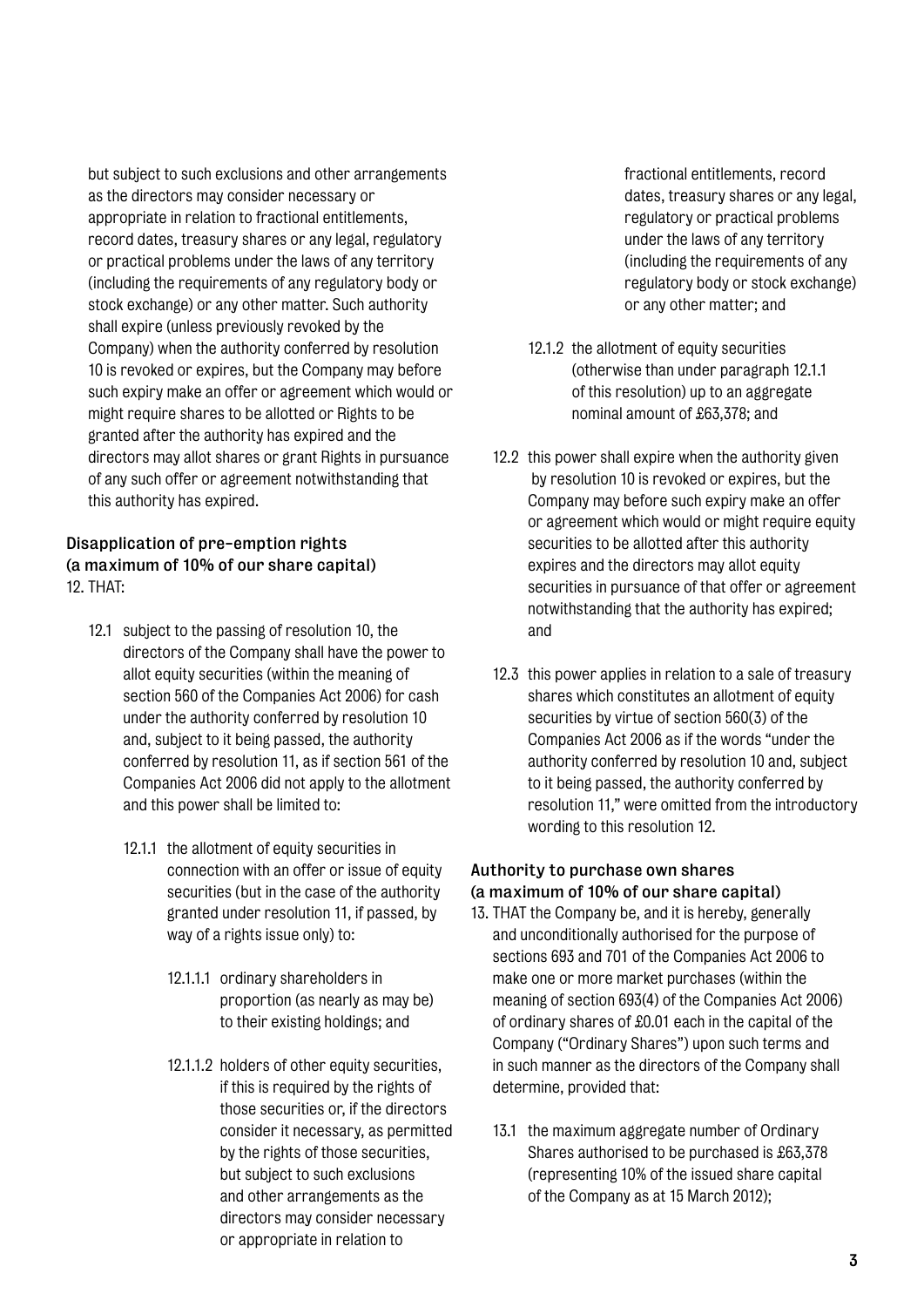but subject to such exclusions and other arrangements as the directors may consider necessary or appropriate in relation to fractional entitlements, record dates, treasury shares or any legal, regulatory or practical problems under the laws of any territory (including the requirements of any regulatory body or stock exchange) or any other matter. Such authority shall expire (unless previously revoked by the Company) when the authority conferred by resolution 10 is revoked or expires, but the Company may before such expiry make an offer or agreement which would or might require shares to be allotted or Rights to be granted after the authority has expired and the directors may allot shares or grant Rights in pursuance of any such offer or agreement notwithstanding that this authority has expired.

**Disapplication of pre-emption rights (a maximum of 10% of our share capital)**

12. THAT:

12.1 subject to the passing of resolution 10, the directors of the Company shall have the power to allot equity securities (within the meaning of section 560 of the Companies Act 2006) for cash under the authority conferred by resolution 10 and, subject to it being passed, the authority conferred by resolution 11, as if section 561 of the Companies Act 2006 did not apply to the allotment and this power shall be limited to:

12.1.1 the allotment of equity securities in connection with an offer or issue of equity securities (but in the case of the authority granted under resolution 11, if passed, by way of a rights issue only) to:

12.1.1.1 ordinary shareholders in proportion (as nearly as may be) to their existing holdings; and

12.1.1.2 holders of other equity securities, if this is required by the rights of those securities or, if the directors consider it necessary, as permitted by the rights of those securities, but subject to such exclusions and other arrangements as the directors may consider necessary or appropriate in relation to fractional entitlements, record dates, treasury shares or any legal, regulatory or practical problems under the laws of any territory (including the requirements of any regulatory body or stock exchange) or any other matter; and

12.1.2 the allotment of equity securities (otherwise than under paragraph 12.1.1 of this resolution) up to an aggregate nominal amount of £63,378; and

12.2 this power shall expire when the authority given by resolution 10 is revoked or expires, but the Company may before such expiry make an offer or agreement which would or might require equity securities to be allotted after this authority expires and the directors may allot equity securities in pursuance of that offer or agreement notwithstanding that the authority has expired; and

12.3 this power applies in relation to a sale of treasury shares which constitutes an allotment of equity securities by virtue of section 560(3) of the Companies Act 2006 as if the words "under the authority conferred by resolution 10 and, subject to it being passed, the authority conferred by resolution 11," were omitted from the introductory wording to this resolution 12.

**Authority to purchase own shares (a maximum of 10% of our share capital)**

13. THAT the Company be, and it is hereby, generally and unconditionally authorised for the purpose of sections 693 and 701 of the Companies Act 2006 to make one or more market purchases (within the meaning of section 693(4) of the Companies Act 2006) of ordinary shares of £0.01 each in the capital of the Company ("Ordinary Shares") upon such terms and in such manner as the directors of the Company shall determine, provided that:

13.1 the maximum aggregate number of Ordinary Shares authorised to be purchased is £63,378 (representing 10% of the issued share capital of the Company as at 15 March 2012);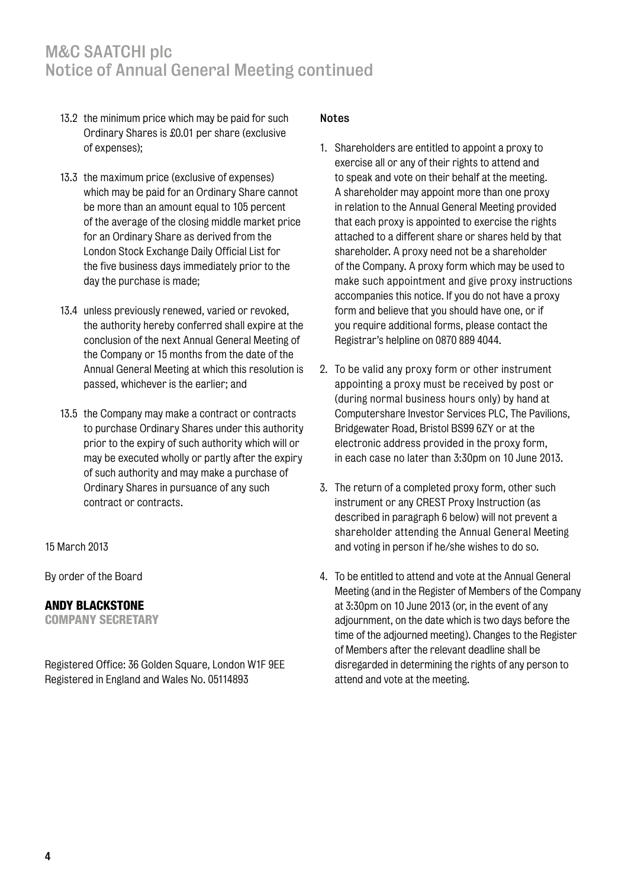13.2 the minimum price which may be paid for such Ordinary Shares is £0.01 per share (exclusive of expenses);

13.3 the maximum price (exclusive of expenses) which may be paid for an Ordinary Share cannot be more than an amount equal to 105 percent of the average of the closing middle market price for an Ordinary Share as derived from the London Stock Exchange Daily Official List for the five business days immediately prior to the day the purchase is made;

13.4 unless previously renewed, varied or revoked, the authority hereby conferred shall expire at the conclusion of the next Annual General Meeting of the Company or 15 months from the date of the Annual General Meeting at which this resolution is passed, whichever is the earlier; and

13.5 the Company may make a contract or contracts to purchase Ordinary Shares under this authority prior to the expiry of such authority which will or may be executed wholly or partly after the expiry of such authority and may make a purchase of Ordinary Shares in pursuance of any such contract or contracts.

15 March 2013

By order of the Board

**ANDY BLACKSTONE**
**COMPANY SECRETARY**

Registered Office: 36 Golden Square, London W1F 9EE
Registered in England and Wales No. 05114893

**Notes**

1. Shareholders are entitled to appoint a proxy to exercise all or any of their rights to attend and to speak and vote on their behalf at the meeting. A shareholder may appoint more than one proxy in relation to the Annual General Meeting provided that each proxy is appointed to exercise the rights attached to a different share or shares held by that shareholder. A proxy need not be a shareholder of the Company. A proxy form which may be used to make such appointment and give proxy instructions accompanies this notice. If you do not have a proxy form and believe that you should have one, or if you require additional forms, please contact the Registrar's helpline on 0870 889 4044.

2. To be valid any proxy form or other instrument appointing a proxy must be received by post or (during normal business hours only) by hand at Computershare Investor Services PLC, The Pavilions, Bridgewater Road, Bristol BS99 6ZY or at the electronic address provided in the proxy form, in each case no later than 3:30pm on 10 June 2013.

3. The return of a completed proxy form, other such instrument or any CREST Proxy Instruction (as described in paragraph 6 below) will not prevent a shareholder attending the Annual General Meeting and voting in person if he/she wishes to do so.

4. To be entitled to attend and vote at the Annual General Meeting (and in the Register of Members of the Company at 3:30pm on 10 June 2013 (or, in the event of any adjournment, on the date which is two days before the time of the adjourned meeting). Changes to the Register of Members after the relevant deadline shall be disregarded in determining the rights of any person to attend and vote at the meeting.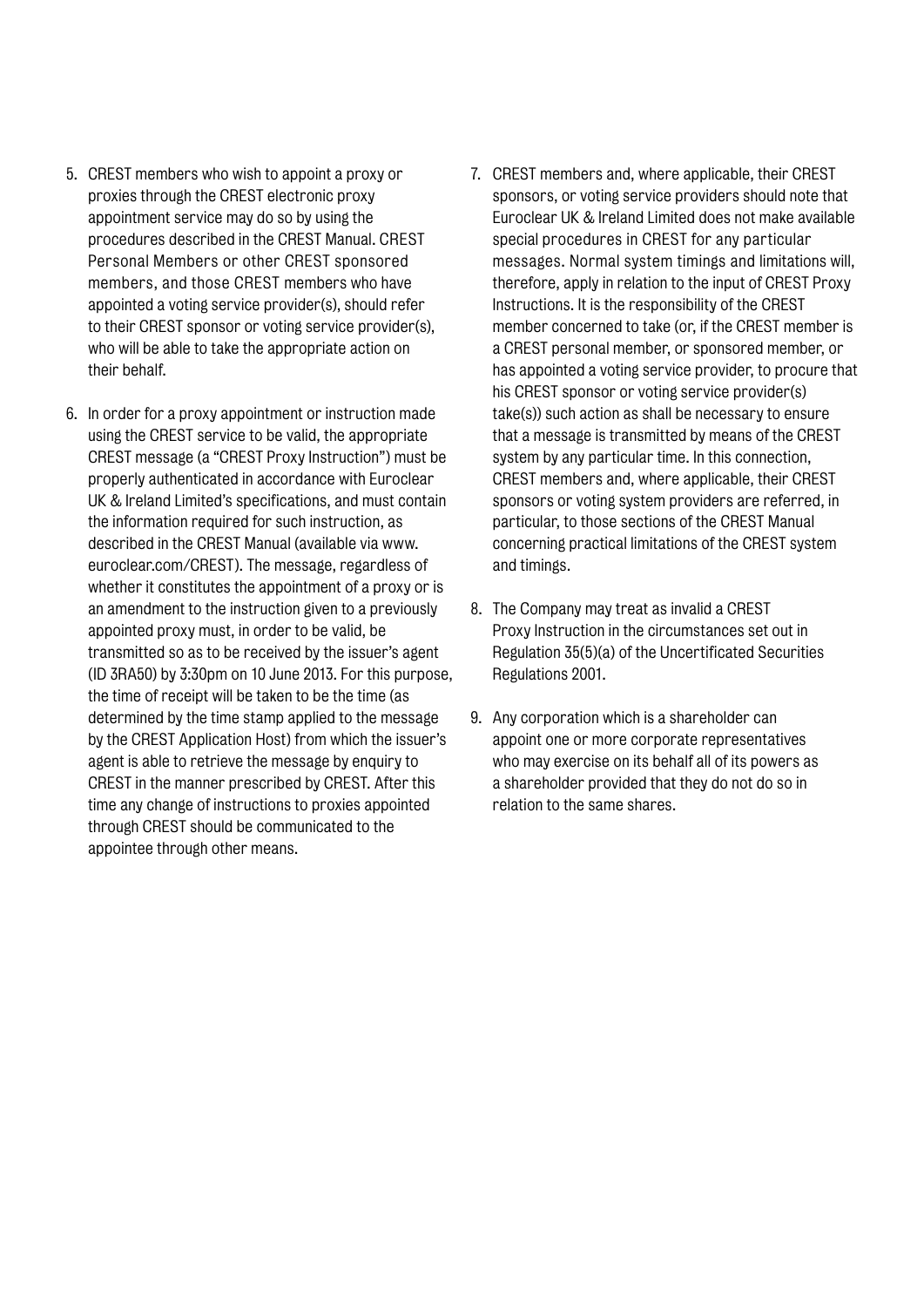5. CREST members who wish to appoint a proxy or proxies through the CREST electronic proxy appointment service may do so by using the procedures described in the CREST Manual. CREST Personal Members or other CREST sponsored members, and those CREST members who have appointed a voting service provider(s), should refer to their CREST sponsor or voting service provider(s), who will be able to take the appropriate action on their behalf.

6. In order for a proxy appointment or instruction made using the CREST service to be valid, the appropriate CREST message (a "CREST Proxy Instruction") must be properly authenticated in accordance with Euroclear UK & Ireland Limited's specifications, and must contain the information required for such instruction, as described in the CREST Manual (available via www.euroclear.com/CREST). The message, regardless of whether it constitutes the appointment of a proxy or is an amendment to the instruction given to a previously appointed proxy must, in order to be valid, be transmitted so as to be received by the issuer's agent (ID 3RA50) by 3:30pm on 10 June 2013. For this purpose, the time of receipt will be taken to be the time (as determined by the time stamp applied to the message by the CREST Application Host) from which the issuer's agent is able to retrieve the message by enquiry to CREST in the manner prescribed by CREST. After this time any change of instructions to proxies appointed through CREST should be communicated to the appointee through other means.

7. CREST members and, where applicable, their CREST sponsors, or voting service providers should note that Euroclear UK & Ireland Limited does not make available special procedures in CREST for any particular messages. Normal system timings and limitations will, therefore, apply in relation to the input of CREST Proxy Instructions. It is the responsibility of the CREST member concerned to take (or, if the CREST member is a CREST personal member, or sponsored member, or has appointed a voting service provider, to procure that his CREST sponsor or voting service provider(s) take(s)) such action as shall be necessary to ensure that a message is transmitted by means of the CREST system by any particular time. In this connection, CREST members and, where applicable, their CREST sponsors or voting system providers are referred, in particular, to those sections of the CREST Manual concerning practical limitations of the CREST system and timings.

8. The Company may treat as invalid a CREST Proxy Instruction in the circumstances set out in Regulation 35(5)(a) of the Uncertificated Securities Regulations 2001.

9. Any corporation which is a shareholder can appoint one or more corporate representatives who may exercise on its behalf all of its powers as a shareholder provided that they do not do so in relation to the same shares.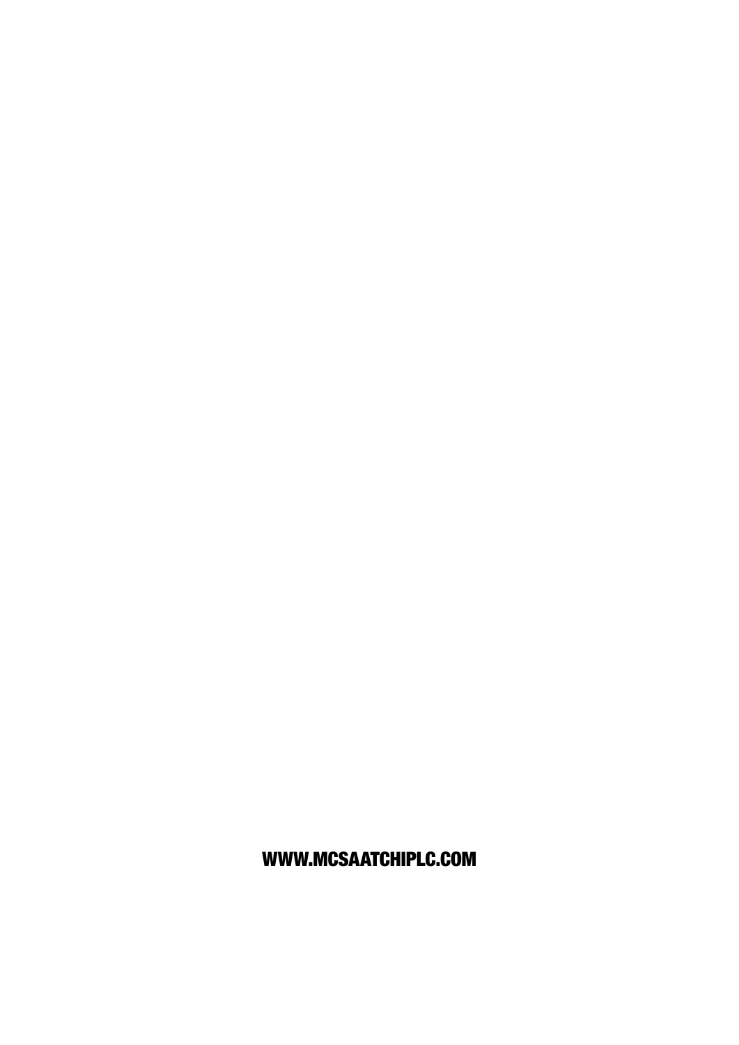**WWW.MCSAATCHIPLC.COM**